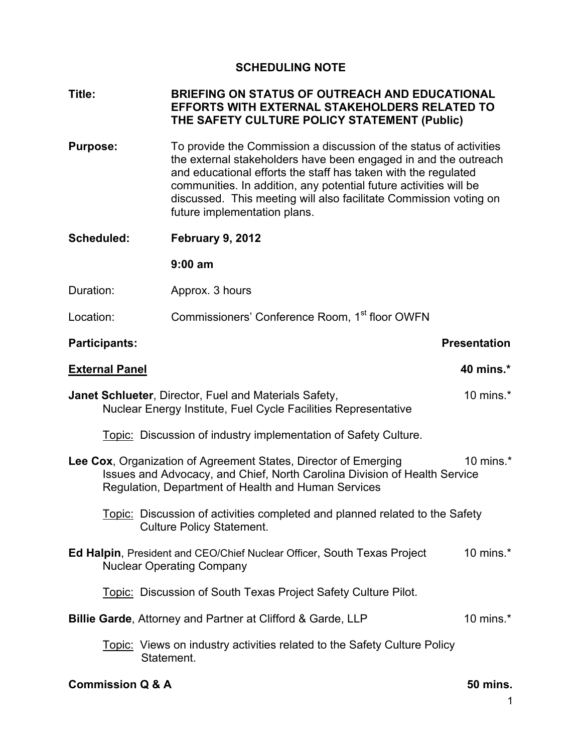# SCHEDULING NOTE

**Title:** **BRIEFING ON STATUS OF OUTREACH AND EDUCATIONAL EFFORTS WITH EXTERNAL STAKEHOLDERS RELATED TO THE SAFETY CULTURE POLICY STATEMENT (Public)**

**Purpose:** To provide the Commission a discussion of the status of activities the external stakeholders have been engaged in and the outreach and educational efforts the staff has taken with the regulated communities. In addition, any potential future activities will be discussed. This meeting will also facilitate Commission voting on future implementation plans.

**Scheduled:** **February 9, 2012**

**9:00 am**

Duration: Approx. 3 hours

Location: Commissioners' Conference Room, 1st floor OWFN

**Participants:** **Presentation**

**External Panel** **40 mins.***

**Janet Schlueter**, Director, Fuel and Materials Safety, Nuclear Energy Institute, Fuel Cycle Facilities Representative — 10 mins.*

Topic: Discussion of industry implementation of Safety Culture.

**Lee Cox**, Organization of Agreement States, Director of Emerging Issues and Advocacy, and Chief, North Carolina Division of Health Service Regulation, Department of Health and Human Services — 10 mins.*

Topic: Discussion of activities completed and planned related to the Safety Culture Policy Statement.

**Ed Halpin**, President and CEO/Chief Nuclear Officer, South Texas Project Nuclear Operating Company — 10 mins.*

Topic: Discussion of South Texas Project Safety Culture Pilot.

**Billie Garde**, Attorney and Partner at Clifford & Garde, LLP — 10 mins.*

Topic: Views on industry activities related to the Safety Culture Policy Statement.

**Commission Q & A** **50 mins.**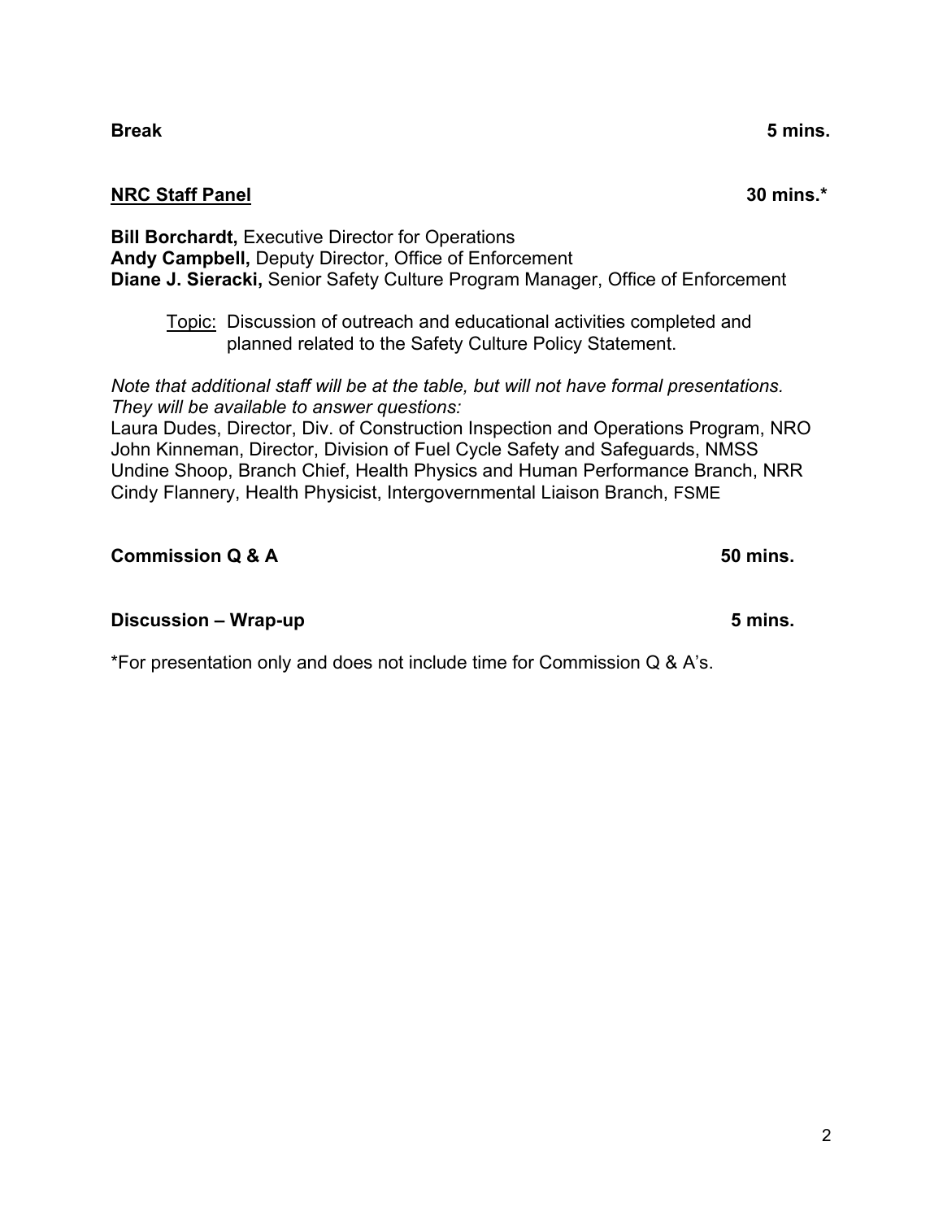**Break** **5 mins.**

**<u>NRC Staff Panel</u>** **30 mins.***

**Bill Borchardt,** Executive Director for Operations
**Andy Campbell,** Deputy Director, Office of Enforcement
**Diane J. Sieracki,** Senior Safety Culture Program Manager, Office of Enforcement

<u>Topic:</u> Discussion of outreach and educational activities completed and planned related to the Safety Culture Policy Statement.

*Note that additional staff will be at the table, but will not have formal presentations. They will be available to answer questions:*
Laura Dudes, Director, Div. of Construction Inspection and Operations Program, NRO
John Kinneman, Director, Division of Fuel Cycle Safety and Safeguards, NMSS
Undine Shoop, Branch Chief, Health Physics and Human Performance Branch, NRR
Cindy Flannery, Health Physicist, Intergovernmental Liaison Branch, FSME

**Commission Q & A** **50 mins.**

**Discussion – Wrap-up** **5 mins.**

*For presentation only and does not include time for Commission Q & A's.